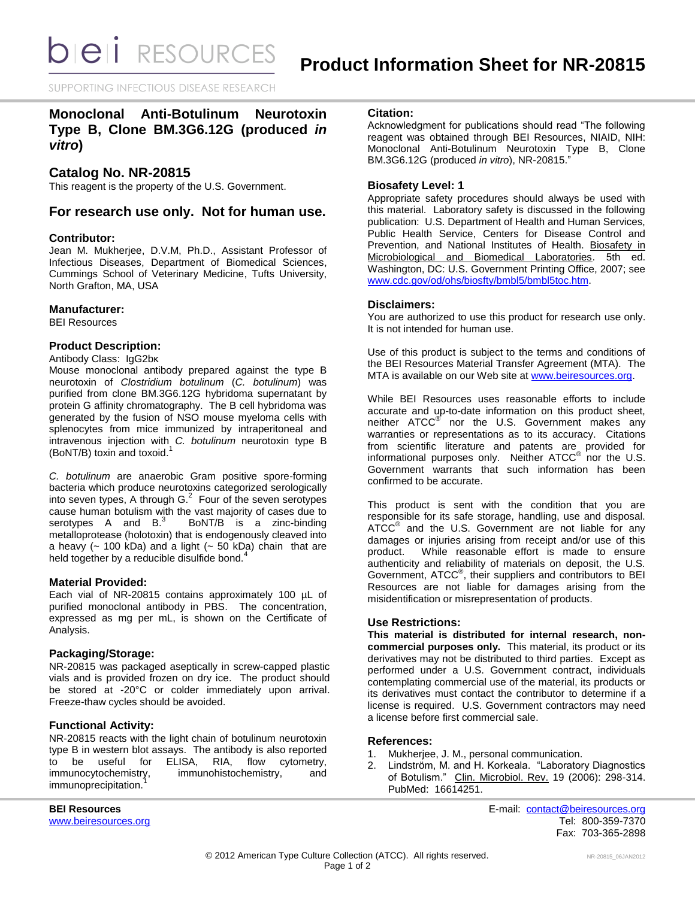# Product Information Sheet for NR-20815

## Monoclonal Anti-Botulinum Neurotoxin Type B, Clone BM.3G6.12G (produced *in vitro*)

## Catalog No. NR-20815

This reagent is the property of the U.S. Government.

## For research use only. Not for human use.

### Contributor:

Jean M. Mukherjee, D.V.M, Ph.D., Assistant Professor of Infectious Diseases, Department of Biomedical Sciences, Cummings School of Veterinary Medicine, Tufts University, North Grafton, MA, USA

### Manufacturer:

BEI Resources

### Product Description:

Antibody Class: IgG2bκ

Mouse monoclonal antibody prepared against the type B neurotoxin of *Clostridium botulinum* (*C. botulinum*) was purified from clone BM.3G6.12G hybridoma supernatant by protein G affinity chromatography. The B cell hybridoma was generated by the fusion of NSO mouse myeloma cells with splenocytes from mice immunized by intraperitoneal and intravenous injection with *C. botulinum* neurotoxin type B (BoNT/B) toxin and toxoid.[1]

*C. botulinum* are anaerobic Gram positive spore-forming bacteria which produce neurotoxins categorized serologically into seven types, A through G.[2] Four of the seven serotypes cause human botulism with the vast majority of cases due to serotypes A and B.[3] BoNT/B is a zinc-binding metalloprotease (holotoxin) that is endogenously cleaved into a heavy (~ 100 kDa) and a light (~ 50 kDa) chain that are held together by a reducible disulfide bond.[4]

### Material Provided:

Each vial of NR-20815 contains approximately 100 µL of purified monoclonal antibody in PBS. The concentration, expressed as mg per mL, is shown on the Certificate of Analysis.

### Packaging/Storage:

NR-20815 was packaged aseptically in screw-capped plastic vials and is provided frozen on dry ice. The product should be stored at -20°C or colder immediately upon arrival. Freeze-thaw cycles should be avoided.

### Functional Activity:

NR-20815 reacts with the light chain of botulinum neurotoxin type B in western blot assays. The antibody is also reported to be useful for ELISA, RIA, flow cytometry, immunocytochemistry, immunohistochemistry, and immunoprecipitation.[1]

### Citation:

Acknowledgment for publications should read "The following reagent was obtained through BEI Resources, NIAID, NIH: Monoclonal Anti-Botulinum Neurotoxin Type B, Clone BM.3G6.12G (produced *in vitro*), NR-20815."

### Biosafety Level: 1

Appropriate safety procedures should always be used with this material. Laboratory safety is discussed in the following publication: U.S. Department of Health and Human Services, Public Health Service, Centers for Disease Control and Prevention, and National Institutes of Health. Biosafety in Microbiological and Biomedical Laboratories. 5th ed. Washington, DC: U.S. Government Printing Office, 2007; see www.cdc.gov/od/ohs/biosfty/bmbl5/bmbl5toc.htm.

### Disclaimers:

You are authorized to use this product for research use only. It is not intended for human use.

Use of this product is subject to the terms and conditions of the BEI Resources Material Transfer Agreement (MTA). The MTA is available on our Web site at www.beiresources.org.

While BEI Resources uses reasonable efforts to include accurate and up-to-date information on this product sheet, neither ATCC® nor the U.S. Government makes any warranties or representations as to its accuracy. Citations from scientific literature and patents are provided for informational purposes only. Neither ATCC® nor the U.S. Government warrants that such information has been confirmed to be accurate.

This product is sent with the condition that you are responsible for its safe storage, handling, use and disposal. ATCC® and the U.S. Government are not liable for any damages or injuries arising from receipt and/or use of this product. While reasonable effort is made to ensure authenticity and reliability of materials on deposit, the U.S. Government, ATCC®, their suppliers and contributors to BEI Resources are not liable for damages arising from the misidentification or misrepresentation of products.

### Use Restrictions:

**This material is distributed for internal research, non-commercial purposes only.** This material, its product or its derivatives may not be distributed to third parties. Except as performed under a U.S. Government contract, individuals contemplating commercial use of the material, its products or its derivatives must contact the contributor to determine if a license is required. U.S. Government contractors may need a license before first commercial sale.

### References:

1. Mukherjee, J. M., personal communication.
2. Lindström, M. and H. Korkeala. "Laboratory Diagnostics of Botulism." Clin. Microbiol. Rev. 19 (2006): 298-314. PubMed: 16614251.

**BEI Resources**
www.beiresources.org

E-mail: contact@beiresources.org
Tel: 800-359-7370
Fax: 703-365-2898

© 2012 American Type Culture Collection (ATCC). All rights reserved.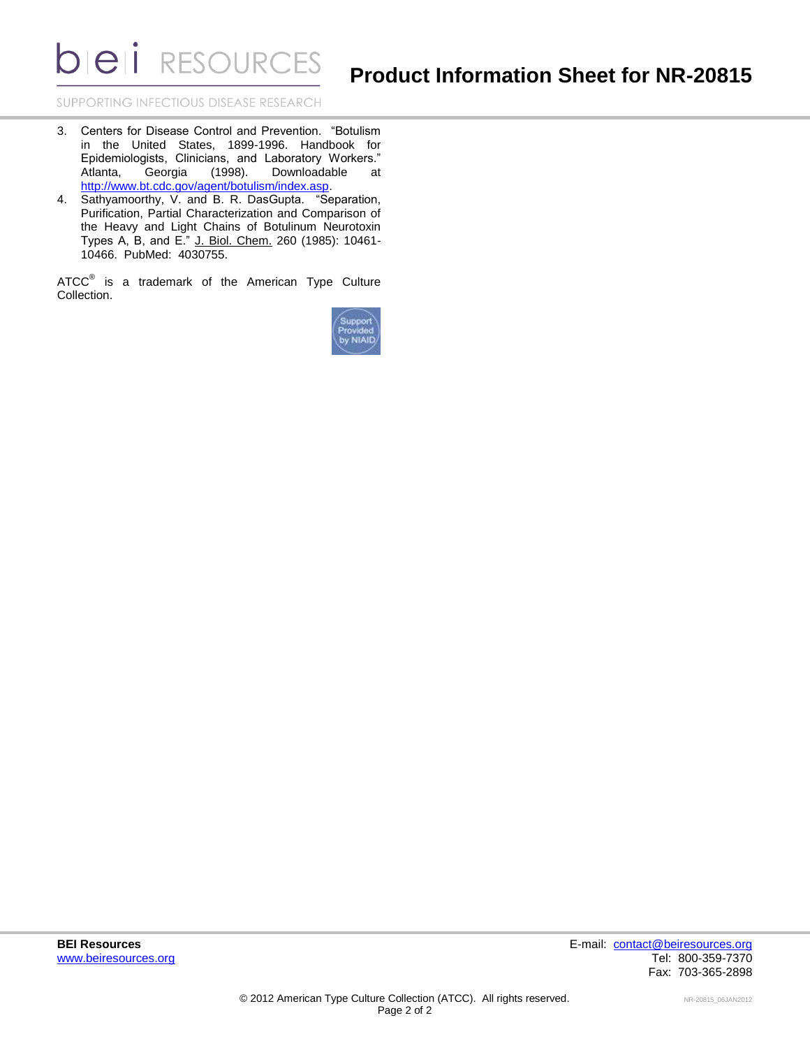3. Centers for Disease Control and Prevention. "Botulism in the United States, 1899-1996. Handbook for Epidemiologists, Clinicians, and Laboratory Workers." Atlanta, Georgia (1998). Downloadable at http://www.bt.cdc.gov/agent/botulism/index.asp.
4. Sathyamoorthy, V. and B. R. DasGupta. "Separation, Purification, Partial Characterization and Comparison of the Heavy and Light Chains of Botulinum Neurotoxin Types A, B, and E." J. Biol. Chem. 260 (1985): 10461-10466. PubMed: 4030755.

ATCC® is a trademark of the American Type Culture Collection.

**BEI Resources**
www.beiresources.org

E-mail: contact@beiresources.org
Tel: 800-359-7370
Fax: 703-365-2898

© 2012 American Type Culture Collection (ATCC). All rights reserved.

NR-20815_06JAN2012